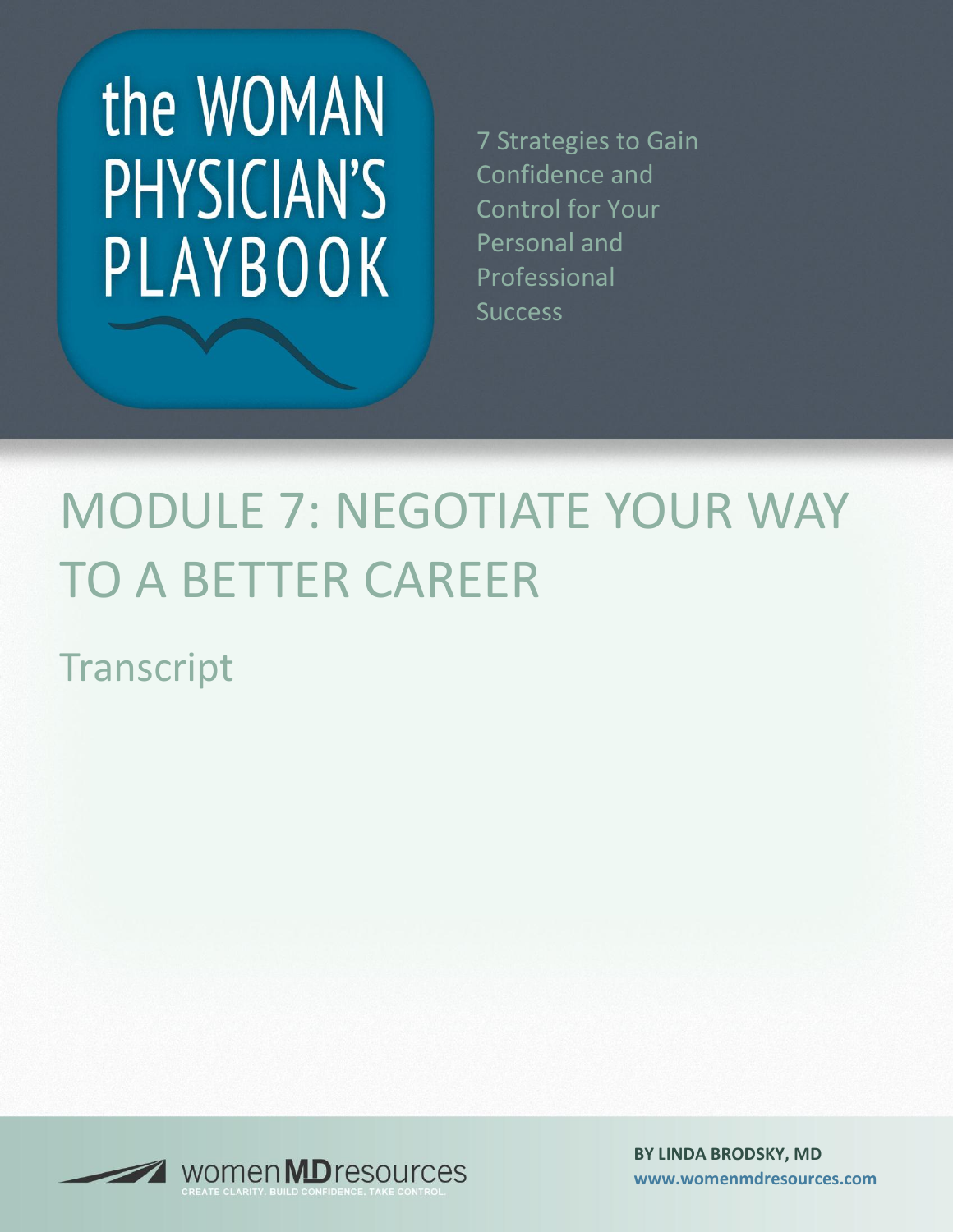# the WOMAN PHYSICIAN'S PLAYBOOK

7 Strategies to Gain Confidence and Control for Your Personal and Professional Success

# MODULE 7: NEGOTIATE YOUR WAY TO A BETTER CAREER

## Transcript

women MD resources
CREATE CLARITY. BUILD CONFIDENCE. TAKE CONTROL.

**BY LINDA BRODSKY, MD**
**www.womenmdresources.com**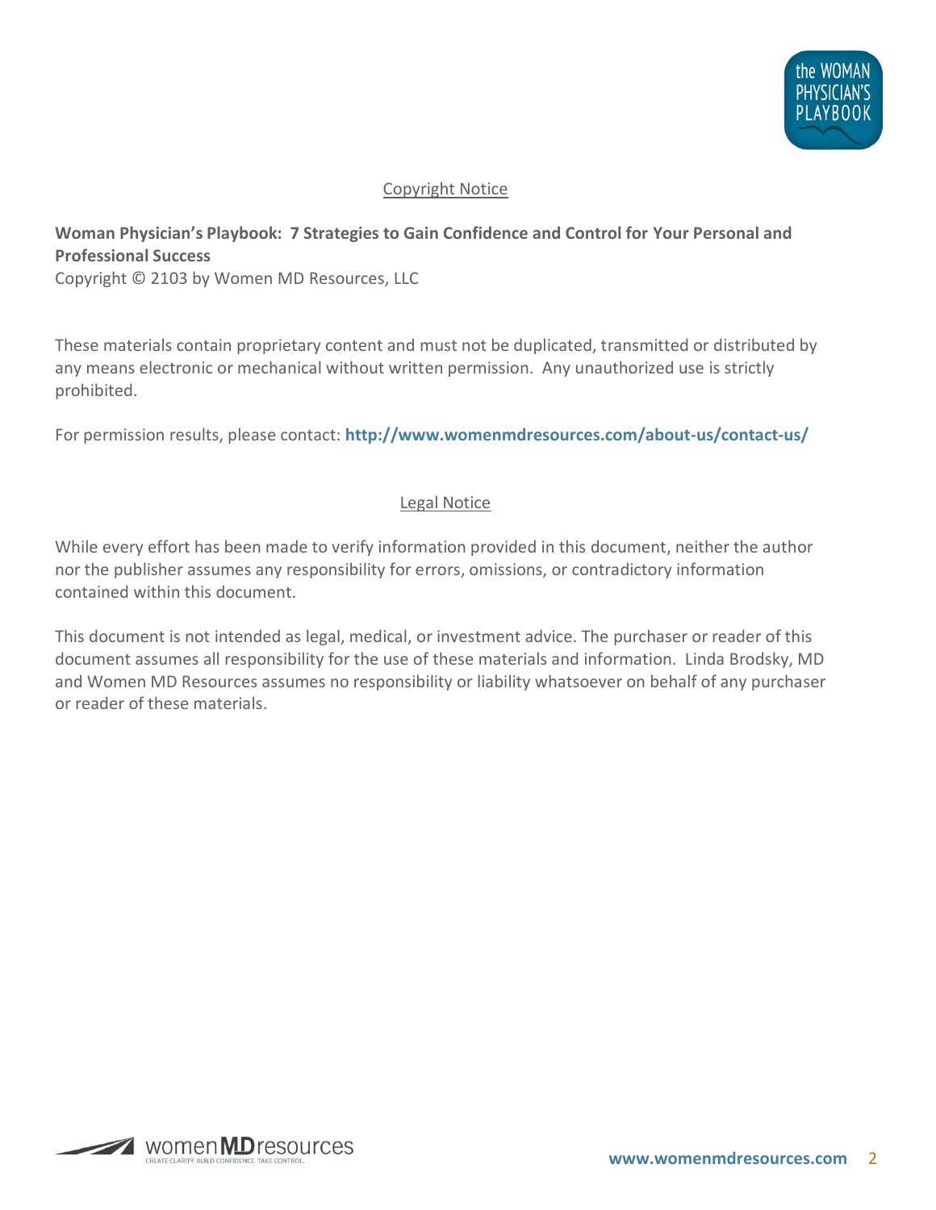## Copyright Notice

**Woman Physician's Playbook: 7 Strategies to Gain Confidence and Control for Your Personal and Professional Success**
Copyright © 2103 by Women MD Resources, LLC

These materials contain proprietary content and must not be duplicated, transmitted or distributed by any means electronic or mechanical without written permission. Any unauthorized use is strictly prohibited.

For permission results, please contact: **http://www.womenmdresources.com/about-us/contact-us/**

## Legal Notice

While every effort has been made to verify information provided in this document, neither the author nor the publisher assumes any responsibility for errors, omissions, or contradictory information contained within this document.

This document is not intended as legal, medical, or investment advice. The purchaser or reader of this document assumes all responsibility for the use of these materials and information. Linda Brodsky, MD and Women MD Resources assumes no responsibility or liability whatsoever on behalf of any purchaser or reader of these materials.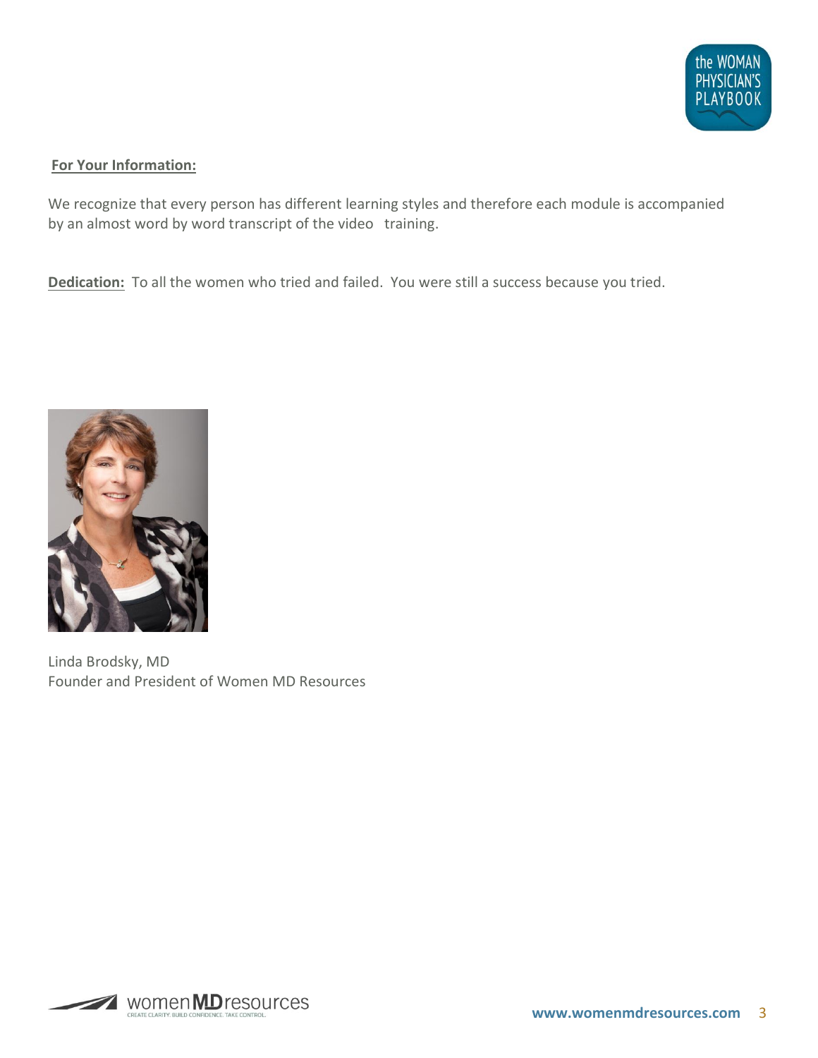**For Your Information:**

We recognize that every person has different learning styles and therefore each module is accompanied by an almost word by word transcript of the video training.

**Dedication:** To all the women who tried and failed. You were still a success because you tried.

Linda Brodsky, MD
Founder and President of Women MD Resources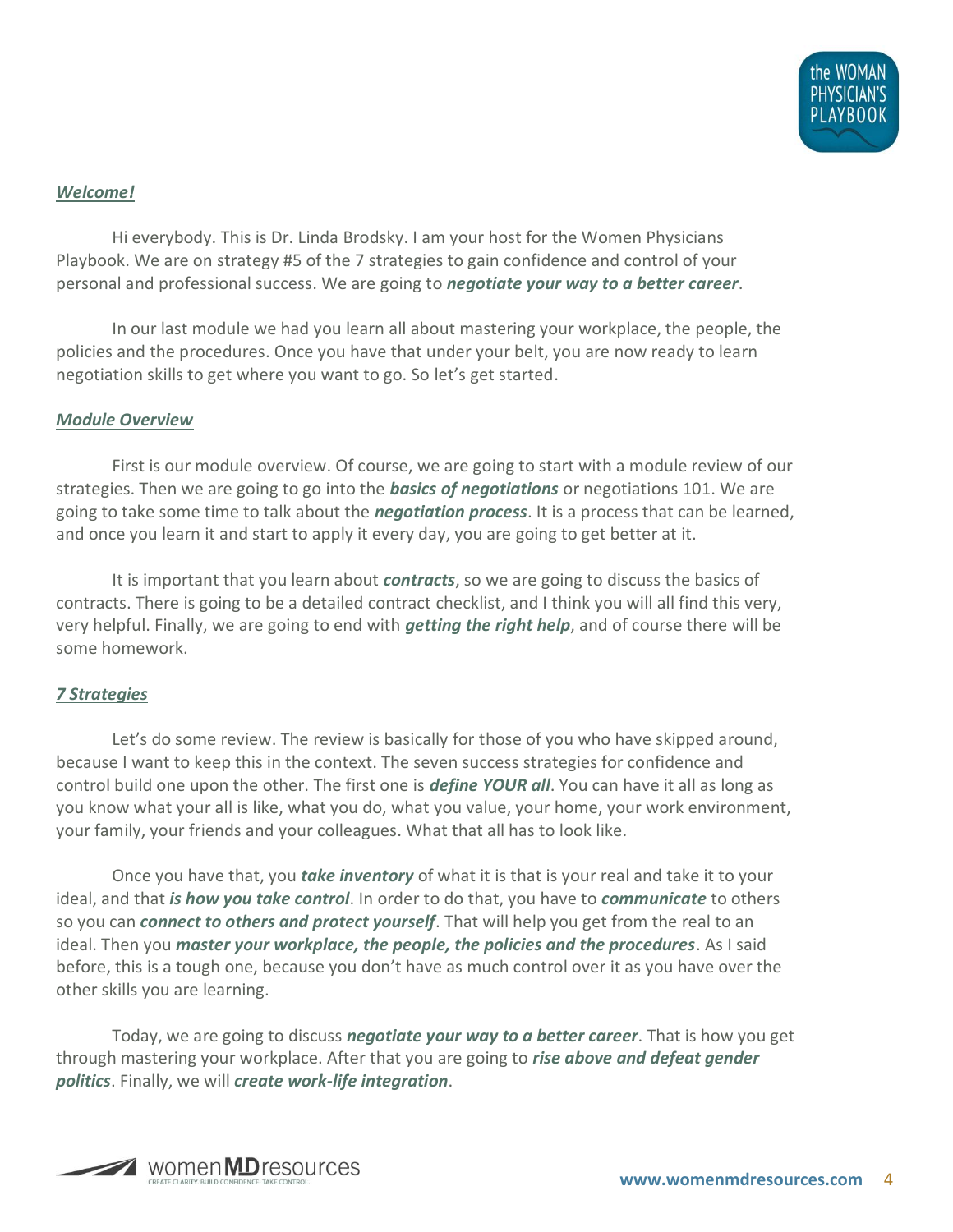## ***Welcome!***

Hi everybody. This is Dr. Linda Brodsky. I am your host for the Women Physicians Playbook. We are on strategy #5 of the 7 strategies to gain confidence and control of your personal and professional success. We are going to ***negotiate your way to a better career***.

In our last module we had you learn all about mastering your workplace, the people, the policies and the procedures. Once you have that under your belt, you are now ready to learn negotiation skills to get where you want to go. So let's get started.

## ***Module Overview***

First is our module overview. Of course, we are going to start with a module review of our strategies. Then we are going to go into the ***basics of negotiations*** or negotiations 101. We are going to take some time to talk about the ***negotiation process***. It is a process that can be learned, and once you learn it and start to apply it every day, you are going to get better at it.

It is important that you learn about ***contracts***, so we are going to discuss the basics of contracts. There is going to be a detailed contract checklist, and I think you will all find this very, very helpful. Finally, we are going to end with ***getting the right help***, and of course there will be some homework.

## ***7 Strategies***

Let's do some review. The review is basically for those of you who have skipped around, because I want to keep this in the context. The seven success strategies for confidence and control build one upon the other. The first one is ***define YOUR all***. You can have it all as long as you know what your all is like, what you do, what you value, your home, your work environment, your family, your friends and your colleagues. What that all has to look like.

Once you have that, you ***take inventory*** of what it is that is your real and take it to your ideal, and that ***is how you take control***. In order to do that, you have to ***communicate*** to others so you can ***connect to others and protect yourself***. That will help you get from the real to an ideal. Then you ***master your workplace, the people, the policies and the procedures***. As I said before, this is a tough one, because you don't have as much control over it as you have over the other skills you are learning.

Today, we are going to discuss ***negotiate your way to a better career***. That is how you get through mastering your workplace. After that you are going to ***rise above and defeat gender politics***. Finally, we will ***create work-life integration***.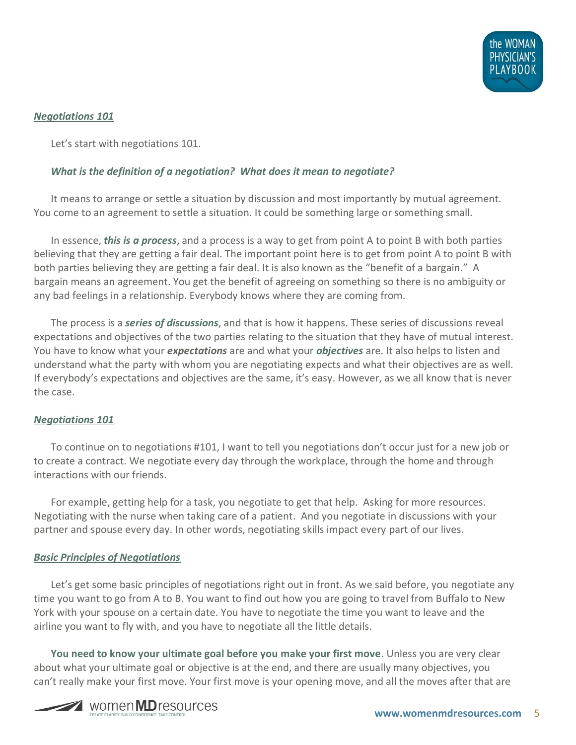## ***Negotiations 101***

Let's start with negotiations 101.

***What is the definition of a negotiation? What does it mean to negotiate?***

It means to arrange or settle a situation by discussion and most importantly by mutual agreement. You come to an agreement to settle a situation. It could be something large or something small.

In essence, ***this is a process***, and a process is a way to get from point A to point B with both parties believing that they are getting a fair deal. The important point here is to get from point A to point B with both parties believing they are getting a fair deal. It is also known as the "benefit of a bargain." A bargain means an agreement. You get the benefit of agreeing on something so there is no ambiguity or any bad feelings in a relationship. Everybody knows where they are coming from.

The process is a ***series of discussions***, and that is how it happens. These series of discussions reveal expectations and objectives of the two parties relating to the situation that they have of mutual interest. You have to know what your ***expectations*** are and what your ***objectives*** are. It also helps to listen and understand what the party with whom you are negotiating expects and what their objectives are as well. If everybody's expectations and objectives are the same, it's easy. However, as we all know that is never the case.

## ***Negotiations 101***

To continue on to negotiations #101, I want to tell you negotiations don't occur just for a new job or to create a contract. We negotiate every day through the workplace, through the home and through interactions with our friends.

For example, getting help for a task, you negotiate to get that help. Asking for more resources. Negotiating with the nurse when taking care of a patient. And you negotiate in discussions with your partner and spouse every day. In other words, negotiating skills impact every part of our lives.

## ***Basic Principles of Negotiations***

Let's get some basic principles of negotiations right out in front. As we said before, you negotiate any time you want to go from A to B. You want to find out how you are going to travel from Buffalo to New York with your spouse on a certain date. You have to negotiate the time you want to leave and the airline you want to fly with, and you have to negotiate all the little details.

**You need to know your ultimate goal before you make your first move**. Unless you are very clear about what your ultimate goal or objective is at the end, and there are usually many objectives, you can't really make your first move. Your first move is your opening move, and all the moves after that are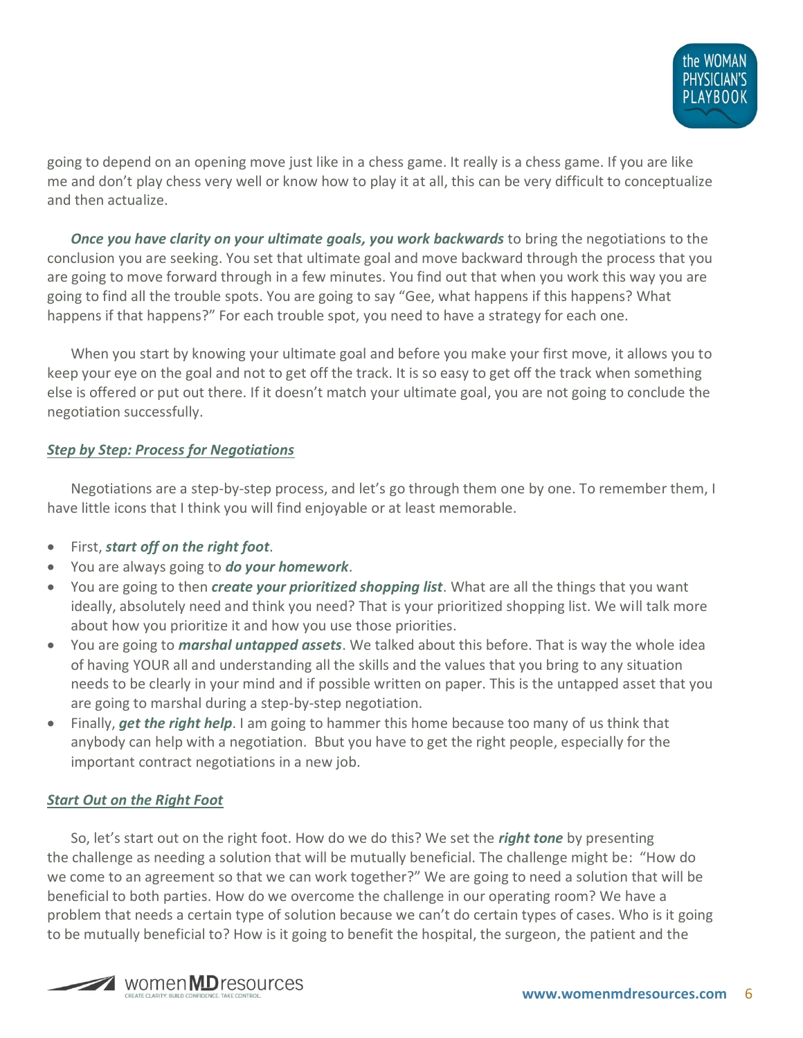going to depend on an opening move just like in a chess game. It really is a chess game. If you are like me and don't play chess very well or know how to play it at all, this can be very difficult to conceptualize and then actualize.

***Once you have clarity on your ultimate goals, you work backwards*** to bring the negotiations to the conclusion you are seeking. You set that ultimate goal and move backward through the process that you are going to move forward through in a few minutes. You find out that when you work this way you are going to find all the trouble spots. You are going to say "Gee, what happens if this happens? What happens if that happens?" For each trouble spot, you need to have a strategy for each one.

When you start by knowing your ultimate goal and before you make your first move, it allows you to keep your eye on the goal and not to get off the track. It is so easy to get off the track when something else is offered or put out there. If it doesn't match your ultimate goal, you are not going to conclude the negotiation successfully.

## ***Step by Step: Process for Negotiations***

Negotiations are a step-by-step process, and let's go through them one by one. To remember them, I have little icons that I think you will find enjoyable or at least memorable.

- First, ***start off on the right foot***.
- You are always going to ***do your homework***.
- You are going to then ***create your prioritized shopping list***. What are all the things that you want ideally, absolutely need and think you need? That is your prioritized shopping list. We will talk more about how you prioritize it and how you use those priorities.
- You are going to ***marshal untapped assets***. We talked about this before. That is way the whole idea of having YOUR all and understanding all the skills and the values that you bring to any situation needs to be clearly in your mind and if possible written on paper. This is the untapped asset that you are going to marshal during a step-by-step negotiation.
- Finally, ***get the right help***. I am going to hammer this home because too many of us think that anybody can help with a negotiation. Bbut you have to get the right people, especially for the important contract negotiations in a new job.

## ***Start Out on the Right Foot***

So, let's start out on the right foot. How do we do this? We set the ***right tone*** by presenting the challenge as needing a solution that will be mutually beneficial. The challenge might be: "How do we come to an agreement so that we can work together?" We are going to need a solution that will be beneficial to both parties. How do we overcome the challenge in our operating room? We have a problem that needs a certain type of solution because we can't do certain types of cases. Who is it going to be mutually beneficial to? How is it going to benefit the hospital, the surgeon, the patient and the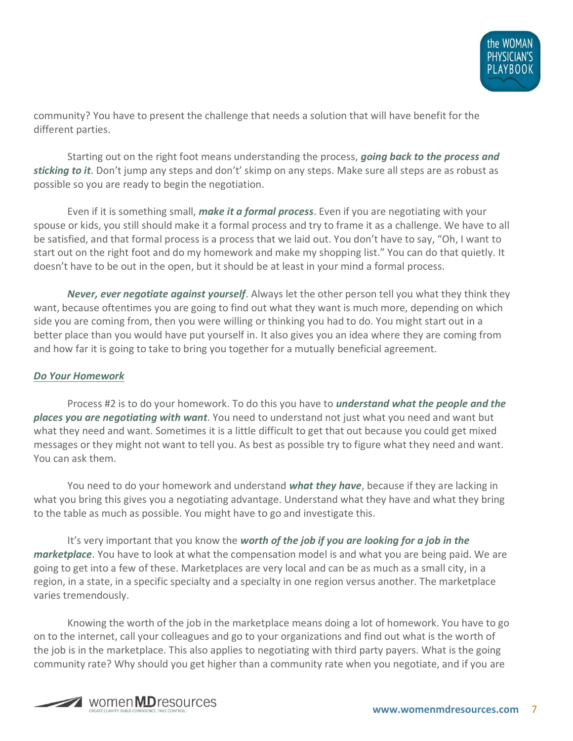community? You have to present the challenge that needs a solution that will have benefit for the different parties.

Starting out on the right foot means understanding the process, ***going back to the process and sticking to it***. Don't jump any steps and don't' skimp on any steps. Make sure all steps are as robust as possible so you are ready to begin the negotiation.

Even if it is something small, ***make it a formal process***. Even if you are negotiating with your spouse or kids, you still should make it a formal process and try to frame it as a challenge. We have to all be satisfied, and that formal process is a process that we laid out. You don't have to say, "Oh, I want to start out on the right foot and do my homework and make my shopping list." You can do that quietly. It doesn't have to be out in the open, but it should be at least in your mind a formal process.

***Never, ever negotiate against yourself***. Always let the other person tell you what they think they want, because oftentimes you are going to find out what they want is much more, depending on which side you are coming from, then you were willing or thinking you had to do. You might start out in a better place than you would have put yourself in. It also gives you an idea where they are coming from and how far it is going to take to bring you together for a mutually beneficial agreement.

### *Do Your Homework*

Process #2 is to do your homework. To do this you have to ***understand what the people and the places you are negotiating with want***. You need to understand not just what you need and want but what they need and want. Sometimes it is a little difficult to get that out because you could get mixed messages or they might not want to tell you. As best as possible try to figure what they need and want. You can ask them.

You need to do your homework and understand ***what they have***, because if they are lacking in what you bring this gives you a negotiating advantage. Understand what they have and what they bring to the table as much as possible. You might have to go and investigate this.

It's very important that you know the ***worth of the job if you are looking for a job in the marketplace***. You have to look at what the compensation model is and what you are being paid. We are going to get into a few of these. Marketplaces are very local and can be as much as a small city, in a region, in a state, in a specific specialty and a specialty in one region versus another. The marketplace varies tremendously.

Knowing the worth of the job in the marketplace means doing a lot of homework. You have to go on to the internet, call your colleagues and go to your organizations and find out what is the worth of the job is in the marketplace. This also applies to negotiating with third party payers. What is the going community rate? Why should you get higher than a community rate when you negotiate, and if you are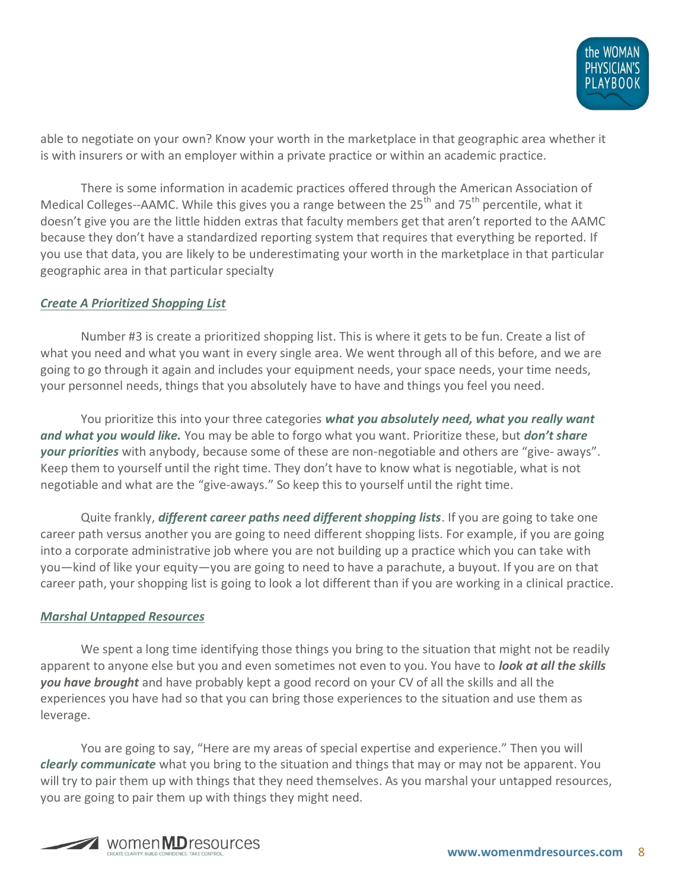able to negotiate on your own? Know your worth in the marketplace in that geographic area whether it is with insurers or with an employer within a private practice or within an academic practice.

There is some information in academic practices offered through the American Association of Medical Colleges--AAMC. While this gives you a range between the 25th and 75th percentile, what it doesn't give you are the little hidden extras that faculty members get that aren't reported to the AAMC because they don't have a standardized reporting system that requires that everything be reported. If you use that data, you are likely to be underestimating your worth in the marketplace in that particular geographic area in that particular specialty

### ***Create A Prioritized Shopping List***

Number #3 is create a prioritized shopping list. This is where it gets to be fun. Create a list of what you need and what you want in every single area. We went through all of this before, and we are going to go through it again and includes your equipment needs, your space needs, your time needs, your personnel needs, things that you absolutely have to have and things you feel you need.

You prioritize this into your three categories ***what you absolutely need, what you really want and what you would like.*** You may be able to forgo what you want. Prioritize these, but ***don't share your priorities*** with anybody, because some of these are non-negotiable and others are "give- aways". Keep them to yourself until the right time. They don't have to know what is negotiable, what is not negotiable and what are the "give-aways." So keep this to yourself until the right time.

Quite frankly, ***different career paths need different shopping lists***. If you are going to take one career path versus another you are going to need different shopping lists. For example, if you are going into a corporate administrative job where you are not building up a practice which you can take with you—kind of like your equity—you are going to need to have a parachute, a buyout. If you are on that career path, your shopping list is going to look a lot different than if you are working in a clinical practice.

### ***Marshal Untapped Resources***

We spent a long time identifying those things you bring to the situation that might not be readily apparent to anyone else but you and even sometimes not even to you. You have to ***look at all the skills you have brought*** and have probably kept a good record on your CV of all the skills and all the experiences you have had so that you can bring those experiences to the situation and use them as leverage.

You are going to say, "Here are my areas of special expertise and experience." Then you will ***clearly communicate*** what you bring to the situation and things that may or may not be apparent. You will try to pair them up with things that they need themselves. As you marshal your untapped resources, you are going to pair them up with things they might need.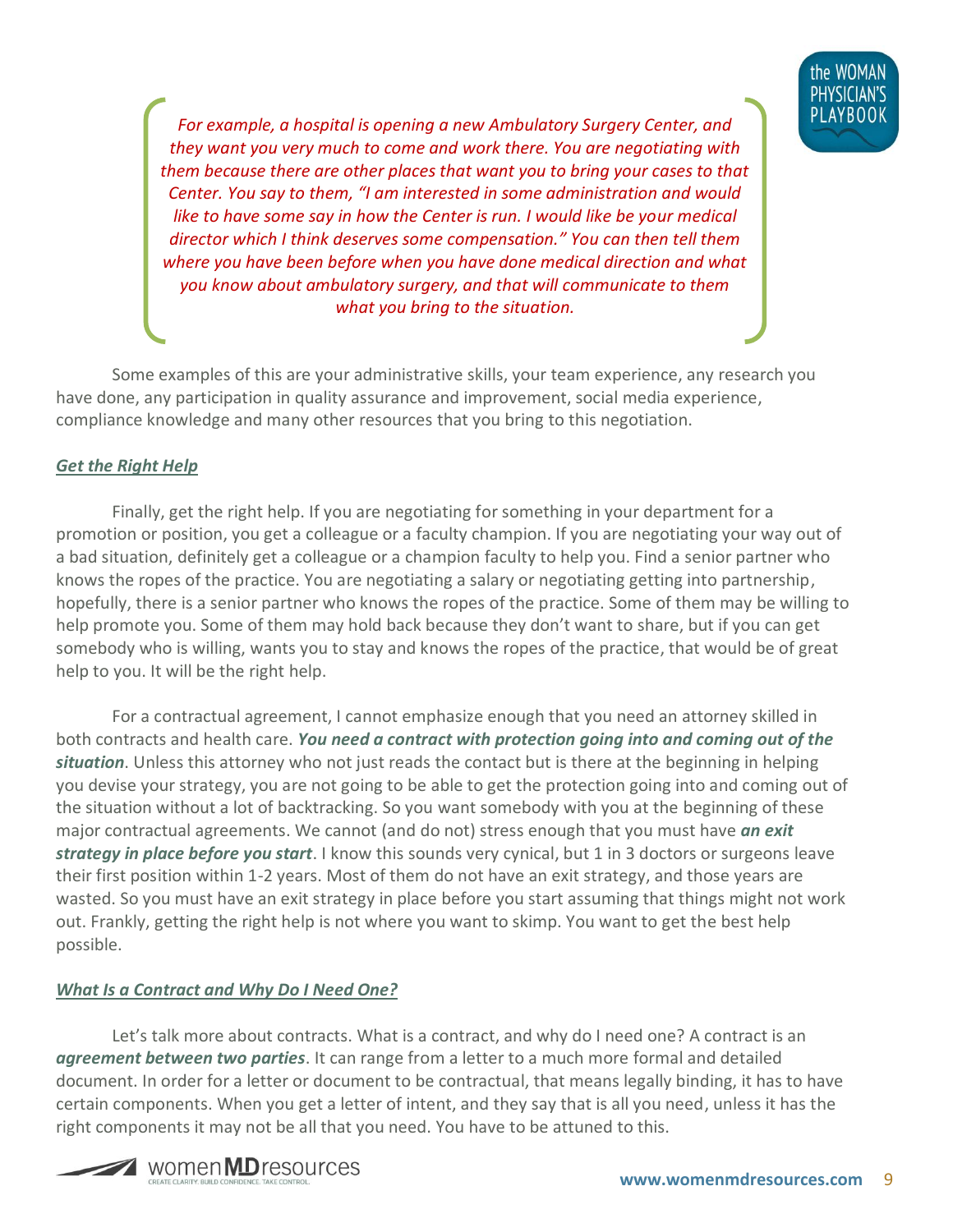*For example, a hospital is opening a new Ambulatory Surgery Center, and they want you very much to come and work there. You are negotiating with them because there are other places that want you to bring your cases to that Center. You say to them, "I am interested in some administration and would like to have some say in how the Center is run. I would like be your medical director which I think deserves some compensation." You can then tell them where you have been before when you have done medical direction and what you know about ambulatory surgery, and that will communicate to them what you bring to the situation.*

Some examples of this are your administrative skills, your team experience, any research you have done, any participation in quality assurance and improvement, social media experience, compliance knowledge and many other resources that you bring to this negotiation.

### ***Get the Right Help***

Finally, get the right help. If you are negotiating for something in your department for a promotion or position, you get a colleague or a faculty champion. If you are negotiating your way out of a bad situation, definitely get a colleague or a champion faculty to help you. Find a senior partner who knows the ropes of the practice. You are negotiating a salary or negotiating getting into partnership, hopefully, there is a senior partner who knows the ropes of the practice. Some of them may be willing to help promote you. Some of them may hold back because they don't want to share, but if you can get somebody who is willing, wants you to stay and knows the ropes of the practice, that would be of great help to you. It will be the right help.

For a contractual agreement, I cannot emphasize enough that you need an attorney skilled in both contracts and health care. ***You need a contract with protection going into and coming out of the situation***. Unless this attorney who not just reads the contact but is there at the beginning in helping you devise your strategy, you are not going to be able to get the protection going into and coming out of the situation without a lot of backtracking. So you want somebody with you at the beginning of these major contractual agreements. We cannot (and do not) stress enough that you must have ***an exit strategy in place before you start***. I know this sounds very cynical, but 1 in 3 doctors or surgeons leave their first position within 1-2 years. Most of them do not have an exit strategy, and those years are wasted. So you must have an exit strategy in place before you start assuming that things might not work out. Frankly, getting the right help is not where you want to skimp. You want to get the best help possible.

### ***What Is a Contract and Why Do I Need One?***

Let's talk more about contracts. What is a contract, and why do I need one? A contract is an ***agreement between two parties***. It can range from a letter to a much more formal and detailed document. In order for a letter or document to be contractual, that means legally binding, it has to have certain components. When you get a letter of intent, and they say that is all you need, unless it has the right components it may not be all that you need. You have to be attuned to this.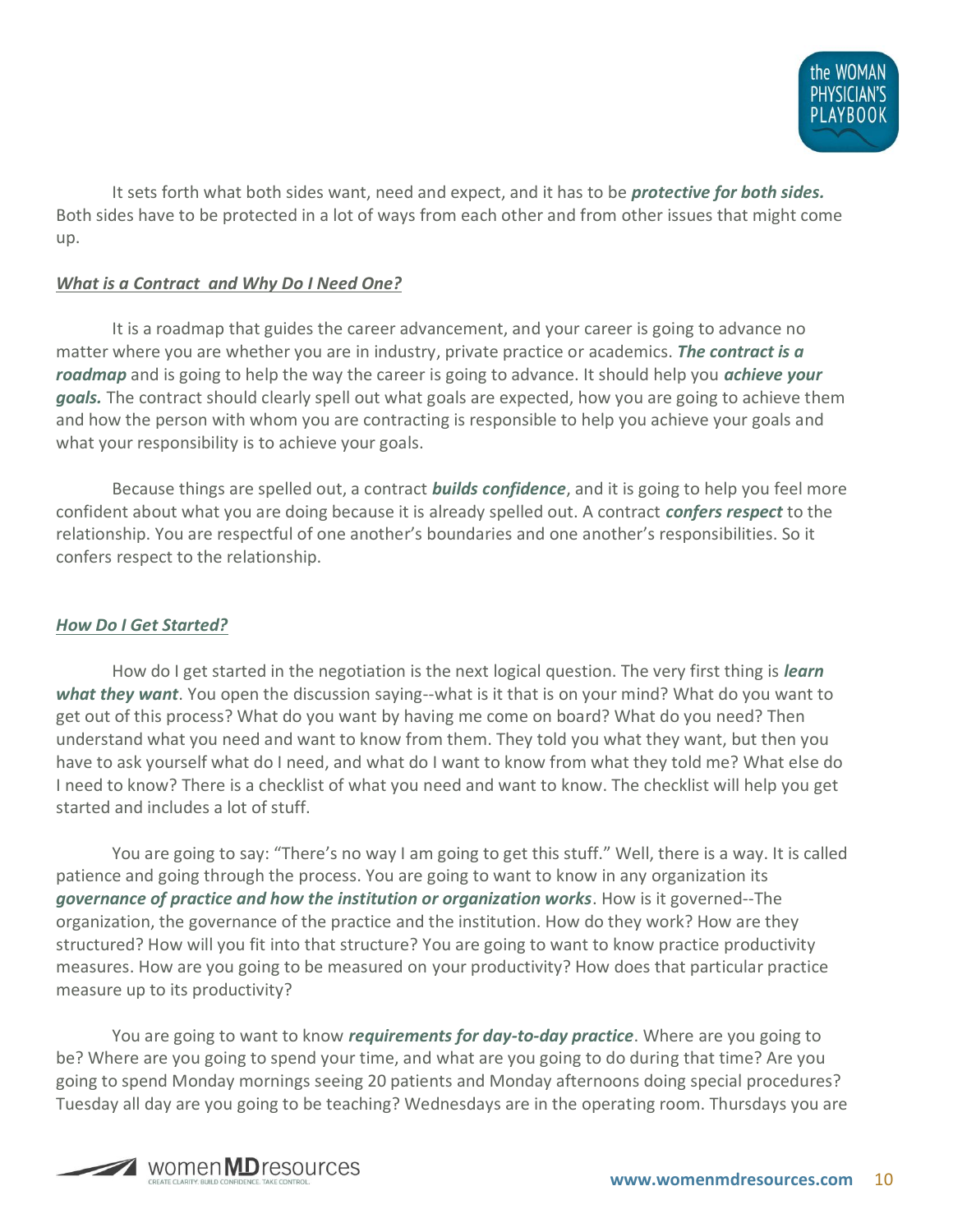It sets forth what both sides want, need and expect, and it has to be ***protective for both sides.*** Both sides have to be protected in a lot of ways from each other and from other issues that might come up.

## ***What is a Contract and Why Do I Need One?***

It is a roadmap that guides the career advancement, and your career is going to advance no matter where you are whether you are in industry, private practice or academics. ***The contract is a roadmap*** and is going to help the way the career is going to advance. It should help you ***achieve your goals.*** The contract should clearly spell out what goals are expected, how you are going to achieve them and how the person with whom you are contracting is responsible to help you achieve your goals and what your responsibility is to achieve your goals.

Because things are spelled out, a contract ***builds confidence***, and it is going to help you feel more confident about what you are doing because it is already spelled out. A contract ***confers respect*** to the relationship. You are respectful of one another's boundaries and one another's responsibilities. So it confers respect to the relationship.

## ***How Do I Get Started?***

How do I get started in the negotiation is the next logical question. The very first thing is ***learn what they want***. You open the discussion saying--what is it that is on your mind? What do you want to get out of this process? What do you want by having me come on board? What do you need? Then understand what you need and want to know from them. They told you what they want, but then you have to ask yourself what do I need, and what do I want to know from what they told me? What else do I need to know? There is a checklist of what you need and want to know. The checklist will help you get started and includes a lot of stuff.

You are going to say: "There's no way I am going to get this stuff." Well, there is a way. It is called patience and going through the process. You are going to want to know in any organization its ***governance of practice and how the institution or organization works***. How is it governed--The organization, the governance of the practice and the institution. How do they work? How are they structured? How will you fit into that structure? You are going to want to know practice productivity measures. How are you going to be measured on your productivity? How does that particular practice measure up to its productivity?

You are going to want to know ***requirements for day-to-day practice***. Where are you going to be? Where are you going to spend your time, and what are you going to do during that time? Are you going to spend Monday mornings seeing 20 patients and Monday afternoons doing special procedures? Tuesday all day are you going to be teaching? Wednesdays are in the operating room. Thursdays you are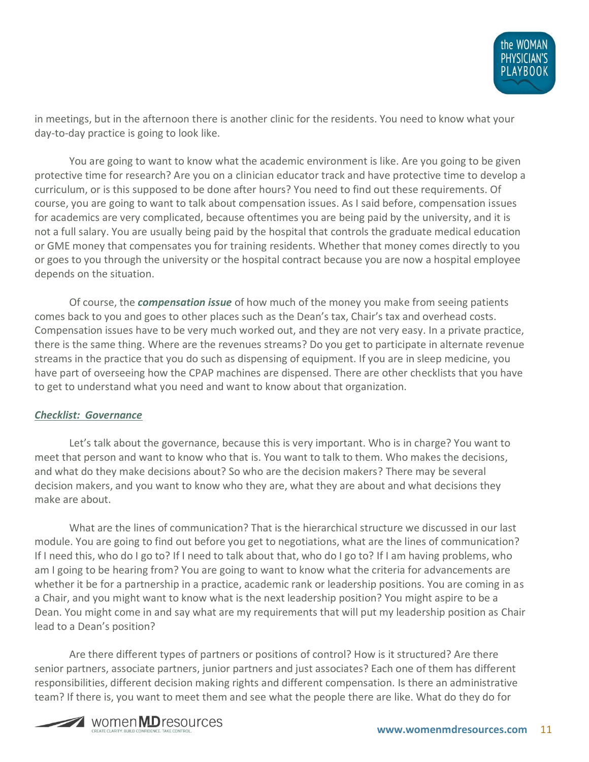in meetings, but in the afternoon there is another clinic for the residents. You need to know what your day-to-day practice is going to look like.

You are going to want to know what the academic environment is like. Are you going to be given protective time for research? Are you on a clinician educator track and have protective time to develop a curriculum, or is this supposed to be done after hours? You need to find out these requirements. Of course, you are going to want to talk about compensation issues. As I said before, compensation issues for academics are very complicated, because oftentimes you are being paid by the university, and it is not a full salary. You are usually being paid by the hospital that controls the graduate medical education or GME money that compensates you for training residents. Whether that money comes directly to you or goes to you through the university or the hospital contract because you are now a hospital employee depends on the situation.

Of course, the ***compensation issue*** of how much of the money you make from seeing patients comes back to you and goes to other places such as the Dean's tax, Chair's tax and overhead costs. Compensation issues have to be very much worked out, and they are not very easy. In a private practice, there is the same thing. Where are the revenues streams? Do you get to participate in alternate revenue streams in the practice that you do such as dispensing of equipment. If you are in sleep medicine, you have part of overseeing how the CPAP machines are dispensed. There are other checklists that you have to get to understand what you need and want to know about that organization.

### ***Checklist: Governance***

Let's talk about the governance, because this is very important. Who is in charge? You want to meet that person and want to know who that is. You want to talk to them. Who makes the decisions, and what do they make decisions about? So who are the decision makers? There may be several decision makers, and you want to know who they are, what they are about and what decisions they make are about.

What are the lines of communication? That is the hierarchical structure we discussed in our last module. You are going to find out before you get to negotiations, what are the lines of communication? If I need this, who do I go to? If I need to talk about that, who do I go to? If I am having problems, who am I going to be hearing from? You are going to want to know what the criteria for advancements are whether it be for a partnership in a practice, academic rank or leadership positions. You are coming in as a Chair, and you might want to know what is the next leadership position? You might aspire to be a Dean. You might come in and say what are my requirements that will put my leadership position as Chair lead to a Dean's position?

Are there different types of partners or positions of control? How is it structured? Are there senior partners, associate partners, junior partners and just associates? Each one of them has different responsibilities, different decision making rights and different compensation. Is there an administrative team? If there is, you want to meet them and see what the people there are like. What do they do for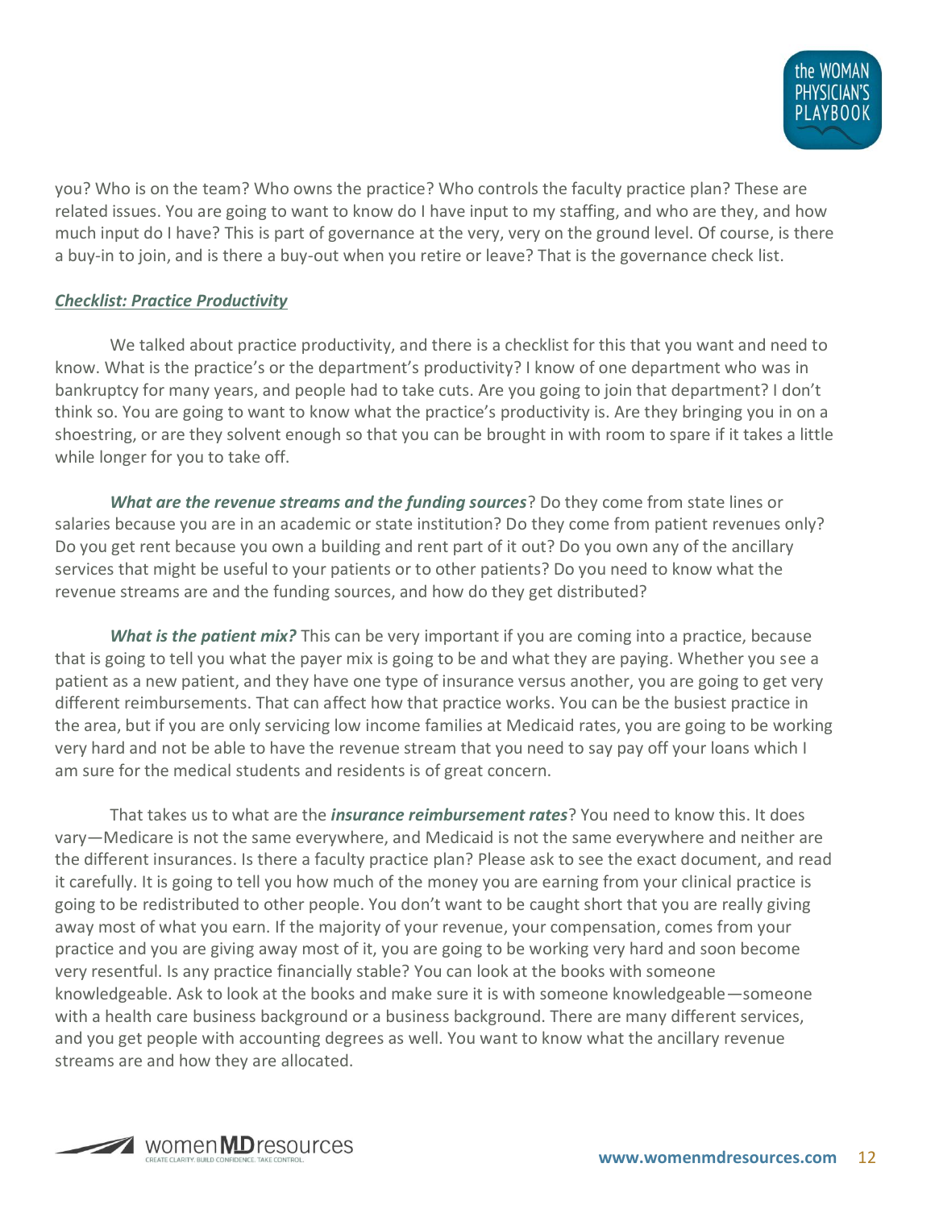you? Who is on the team? Who owns the practice? Who controls the faculty practice plan? These are related issues. You are going to want to know do I have input to my staffing, and who are they, and how much input do I have? This is part of governance at the very, very on the ground level. Of course, is there a buy-in to join, and is there a buy-out when you retire or leave? That is the governance check list.

***Checklist: Practice Productivity***

We talked about practice productivity, and there is a checklist for this that you want and need to know. What is the practice's or the department's productivity? I know of one department who was in bankruptcy for many years, and people had to take cuts. Are you going to join that department? I don't think so. You are going to want to know what the practice's productivity is. Are they bringing you in on a shoestring, or are they solvent enough so that you can be brought in with room to spare if it takes a little while longer for you to take off.

***What are the revenue streams and the funding sources***? Do they come from state lines or salaries because you are in an academic or state institution? Do they come from patient revenues only? Do you get rent because you own a building and rent part of it out? Do you own any of the ancillary services that might be useful to your patients or to other patients? Do you need to know what the revenue streams are and the funding sources, and how do they get distributed?

***What is the patient mix?*** This can be very important if you are coming into a practice, because that is going to tell you what the payer mix is going to be and what they are paying. Whether you see a patient as a new patient, and they have one type of insurance versus another, you are going to get very different reimbursements. That can affect how that practice works. You can be the busiest practice in the area, but if you are only servicing low income families at Medicaid rates, you are going to be working very hard and not be able to have the revenue stream that you need to say pay off your loans which I am sure for the medical students and residents is of great concern.

That takes us to what are the ***insurance reimbursement rates***? You need to know this. It does vary—Medicare is not the same everywhere, and Medicaid is not the same everywhere and neither are the different insurances. Is there a faculty practice plan? Please ask to see the exact document, and read it carefully. It is going to tell you how much of the money you are earning from your clinical practice is going to be redistributed to other people. You don't want to be caught short that you are really giving away most of what you earn. If the majority of your revenue, your compensation, comes from your practice and you are giving away most of it, you are going to be working very hard and soon become very resentful. Is any practice financially stable? You can look at the books with someone knowledgeable. Ask to look at the books and make sure it is with someone knowledgeable—someone with a health care business background or a business background. There are many different services, and you get people with accounting degrees as well. You want to know what the ancillary revenue streams are and how they are allocated.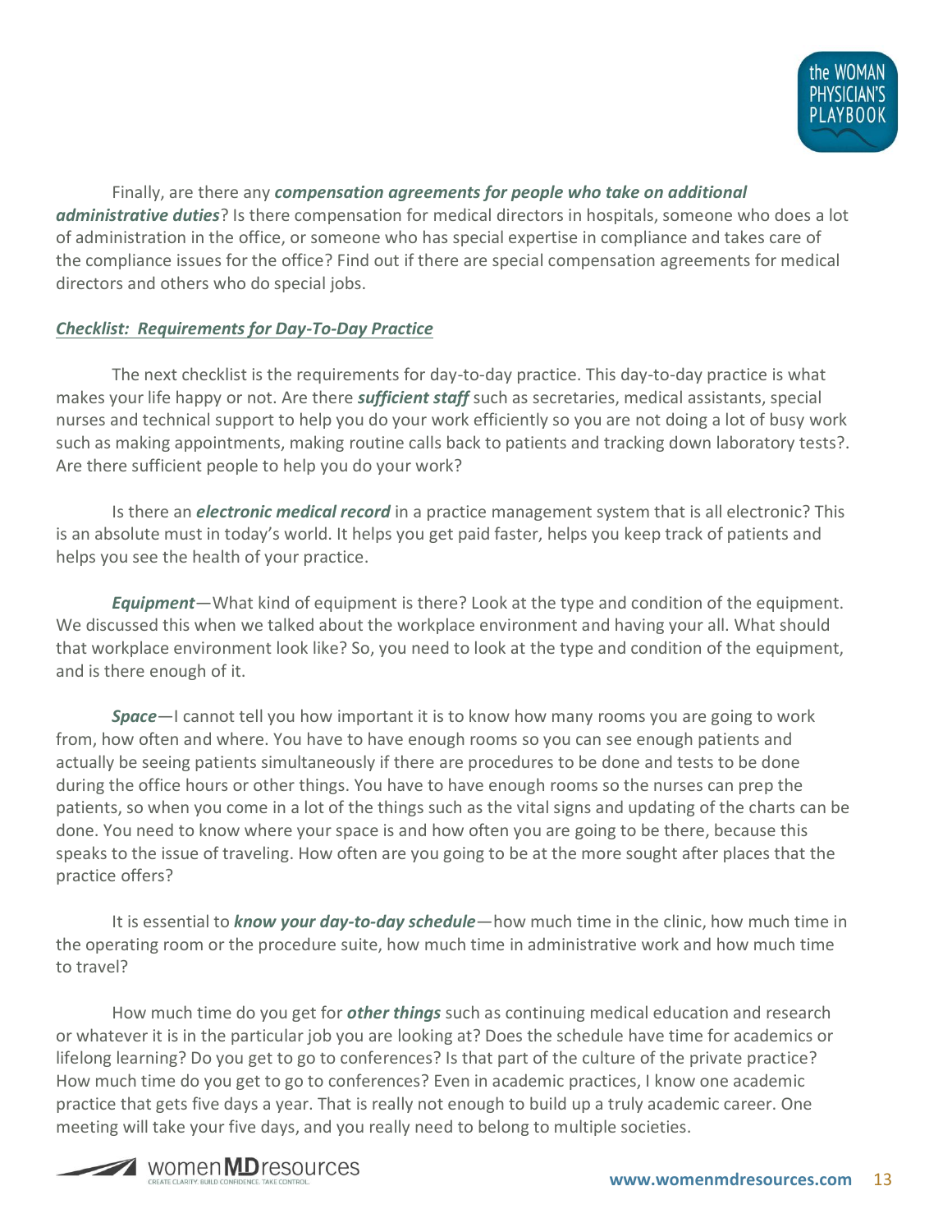Finally, are there any ***compensation agreements for people who take on additional administrative duties***? Is there compensation for medical directors in hospitals, someone who does a lot of administration in the office, or someone who has special expertise in compliance and takes care of the compliance issues for the office? Find out if there are special compensation agreements for medical directors and others who do special jobs.

***<u>Checklist: Requirements for Day-To-Day Practice</u>***

The next checklist is the requirements for day-to-day practice. This day-to-day practice is what makes your life happy or not. Are there ***sufficient staff*** such as secretaries, medical assistants, special nurses and technical support to help you do your work efficiently so you are not doing a lot of busy work such as making appointments, making routine calls back to patients and tracking down laboratory tests?. Are there sufficient people to help you do your work?

Is there an ***electronic medical record*** in a practice management system that is all electronic? This is an absolute must in today's world. It helps you get paid faster, helps you keep track of patients and helps you see the health of your practice.

***Equipment***—What kind of equipment is there? Look at the type and condition of the equipment. We discussed this when we talked about the workplace environment and having your all. What should that workplace environment look like? So, you need to look at the type and condition of the equipment, and is there enough of it.

***Space***—I cannot tell you how important it is to know how many rooms you are going to work from, how often and where. You have to have enough rooms so you can see enough patients and actually be seeing patients simultaneously if there are procedures to be done and tests to be done during the office hours or other things. You have to have enough rooms so the nurses can prep the patients, so when you come in a lot of the things such as the vital signs and updating of the charts can be done. You need to know where your space is and how often you are going to be there, because this speaks to the issue of traveling. How often are you going to be at the more sought after places that the practice offers?

It is essential to ***know your day-to-day schedule***—how much time in the clinic, how much time in the operating room or the procedure suite, how much time in administrative work and how much time to travel?

How much time do you get for ***other things*** such as continuing medical education and research or whatever it is in the particular job you are looking at? Does the schedule have time for academics or lifelong learning? Do you get to go to conferences? Is that part of the culture of the private practice? How much time do you get to go to conferences? Even in academic practices, I know one academic practice that gets five days a year. That is really not enough to build up a truly academic career. One meeting will take your five days, and you really need to belong to multiple societies.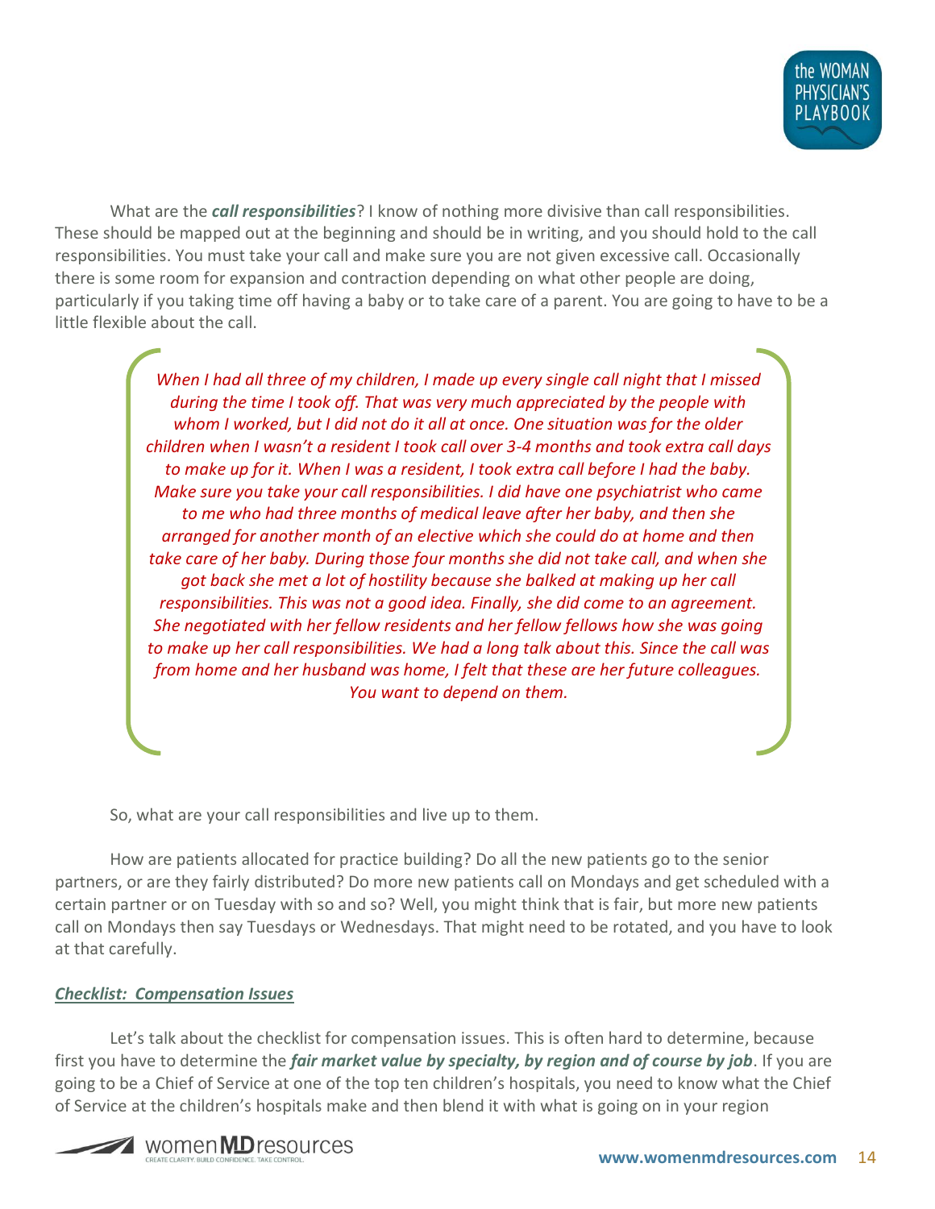What are the ***call responsibilities***? I know of nothing more divisive than call responsibilities. These should be mapped out at the beginning and should be in writing, and you should hold to the call responsibilities. You must take your call and make sure you are not given excessive call. Occasionally there is some room for expansion and contraction depending on what other people are doing, particularly if you taking time off having a baby or to take care of a parent. You are going to have to be a little flexible about the call.

> *When I had all three of my children, I made up every single call night that I missed during the time I took off. That was very much appreciated by the people with whom I worked, but I did not do it all at once. One situation was for the older children when I wasn't a resident I took call over 3-4 months and took extra call days to make up for it. When I was a resident, I took extra call before I had the baby. Make sure you take your call responsibilities. I did have one psychiatrist who came to me who had three months of medical leave after her baby, and then she arranged for another month of an elective which she could do at home and then take care of her baby. During those four months she did not take call, and when she got back she met a lot of hostility because she balked at making up her call responsibilities. This was not a good idea. Finally, she did come to an agreement. She negotiated with her fellow residents and her fellow fellows how she was going to make up her call responsibilities. We had a long talk about this. Since the call was from home and her husband was home, I felt that these are her future colleagues. You want to depend on them.*

So, what are your call responsibilities and live up to them.

How are patients allocated for practice building? Do all the new patients go to the senior partners, or are they fairly distributed? Do more new patients call on Mondays and get scheduled with a certain partner or on Tuesday with so and so? Well, you might think that is fair, but more new patients call on Mondays then say Tuesdays or Wednesdays. That might need to be rotated, and you have to look at that carefully.

***Checklist: Compensation Issues***

Let's talk about the checklist for compensation issues. This is often hard to determine, because first you have to determine the ***fair market value by specialty, by region and of course by job***. If you are going to be a Chief of Service at one of the top ten children's hospitals, you need to know what the Chief of Service at the children's hospitals make and then blend it with what is going on in your region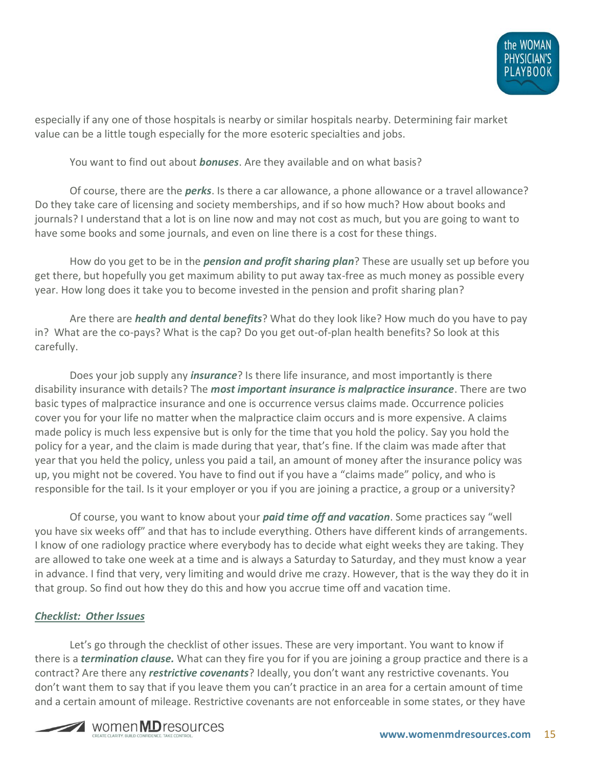especially if any one of those hospitals is nearby or similar hospitals nearby. Determining fair market value can be a little tough especially for the more esoteric specialties and jobs.

You want to find out about ***bonuses***. Are they available and on what basis?

Of course, there are the ***perks***. Is there a car allowance, a phone allowance or a travel allowance? Do they take care of licensing and society memberships, and if so how much? How about books and journals? I understand that a lot is on line now and may not cost as much, but you are going to want to have some books and some journals, and even on line there is a cost for these things.

How do you get to be in the ***pension and profit sharing plan***? These are usually set up before you get there, but hopefully you get maximum ability to put away tax-free as much money as possible every year. How long does it take you to become invested in the pension and profit sharing plan?

Are there are ***health and dental benefits***? What do they look like? How much do you have to pay in? What are the co-pays? What is the cap? Do you get out-of-plan health benefits? So look at this carefully.

Does your job supply any ***insurance***? Is there life insurance, and most importantly is there disability insurance with details? The ***most important insurance is malpractice insurance***. There are two basic types of malpractice insurance and one is occurrence versus claims made. Occurrence policies cover you for your life no matter when the malpractice claim occurs and is more expensive. A claims made policy is much less expensive but is only for the time that you hold the policy. Say you hold the policy for a year, and the claim is made during that year, that's fine. If the claim was made after that year that you held the policy, unless you paid a tail, an amount of money after the insurance policy was up, you might not be covered. You have to find out if you have a "claims made" policy, and who is responsible for the tail. Is it your employer or you if you are joining a practice, a group or a university?

Of course, you want to know about your ***paid time off and vacation***. Some practices say "well you have six weeks off" and that has to include everything. Others have different kinds of arrangements. I know of one radiology practice where everybody has to decide what eight weeks they are taking. They are allowed to take one week at a time and is always a Saturday to Saturday, and they must know a year in advance. I find that very, very limiting and would drive me crazy. However, that is the way they do it in that group. So find out how they do this and how you accrue time off and vacation time.

### ***Checklist: Other Issues***

Let's go through the checklist of other issues. These are very important. You want to know if there is a ***termination clause.*** What can they fire you for if you are joining a group practice and there is a contract? Are there any ***restrictive covenants***? Ideally, you don't want any restrictive covenants. You don't want them to say that if you leave them you can't practice in an area for a certain amount of time and a certain amount of mileage. Restrictive covenants are not enforceable in some states, or they have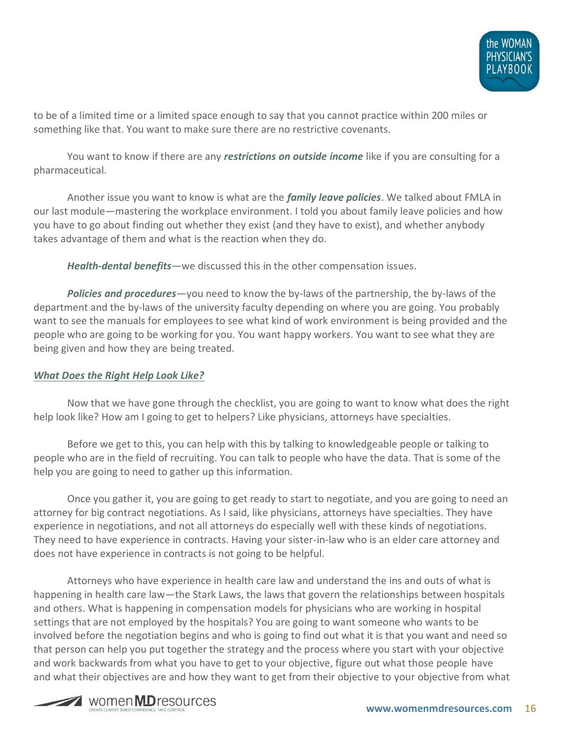to be of a limited time or a limited space enough to say that you cannot practice within 200 miles or something like that. You want to make sure there are no restrictive covenants.

You want to know if there are any ***restrictions on outside income*** like if you are consulting for a pharmaceutical.

Another issue you want to know is what are the ***family leave policies***. We talked about FMLA in our last module—mastering the workplace environment. I told you about family leave policies and how you have to go about finding out whether they exist (and they have to exist), and whether anybody takes advantage of them and what is the reaction when they do.

***Health-dental benefits***—we discussed this in the other compensation issues.

***Policies and procedures***—you need to know the by-laws of the partnership, the by-laws of the department and the by-laws of the university faculty depending on where you are going. You probably want to see the manuals for employees to see what kind of work environment is being provided and the people who are going to be working for you. You want happy workers. You want to see what they are being given and how they are being treated.

### ***What Does the Right Help Look Like?***

Now that we have gone through the checklist, you are going to want to know what does the right help look like? How am I going to get to helpers? Like physicians, attorneys have specialties.

Before we get to this, you can help with this by talking to knowledgeable people or talking to people who are in the field of recruiting. You can talk to people who have the data. That is some of the help you are going to need to gather up this information.

Once you gather it, you are going to get ready to start to negotiate, and you are going to need an attorney for big contract negotiations. As I said, like physicians, attorneys have specialties. They have experience in negotiations, and not all attorneys do especially well with these kinds of negotiations. They need to have experience in contracts. Having your sister-in-law who is an elder care attorney and does not have experience in contracts is not going to be helpful.

Attorneys who have experience in health care law and understand the ins and outs of what is happening in health care law—the Stark Laws, the laws that govern the relationships between hospitals and others. What is happening in compensation models for physicians who are working in hospital settings that are not employed by the hospitals? You are going to want someone who wants to be involved before the negotiation begins and who is going to find out what it is that you want and need so that person can help you put together the strategy and the process where you start with your objective and work backwards from what you have to get to your objective, figure out what those people have and what their objectives are and how they want to get from their objective to your objective from what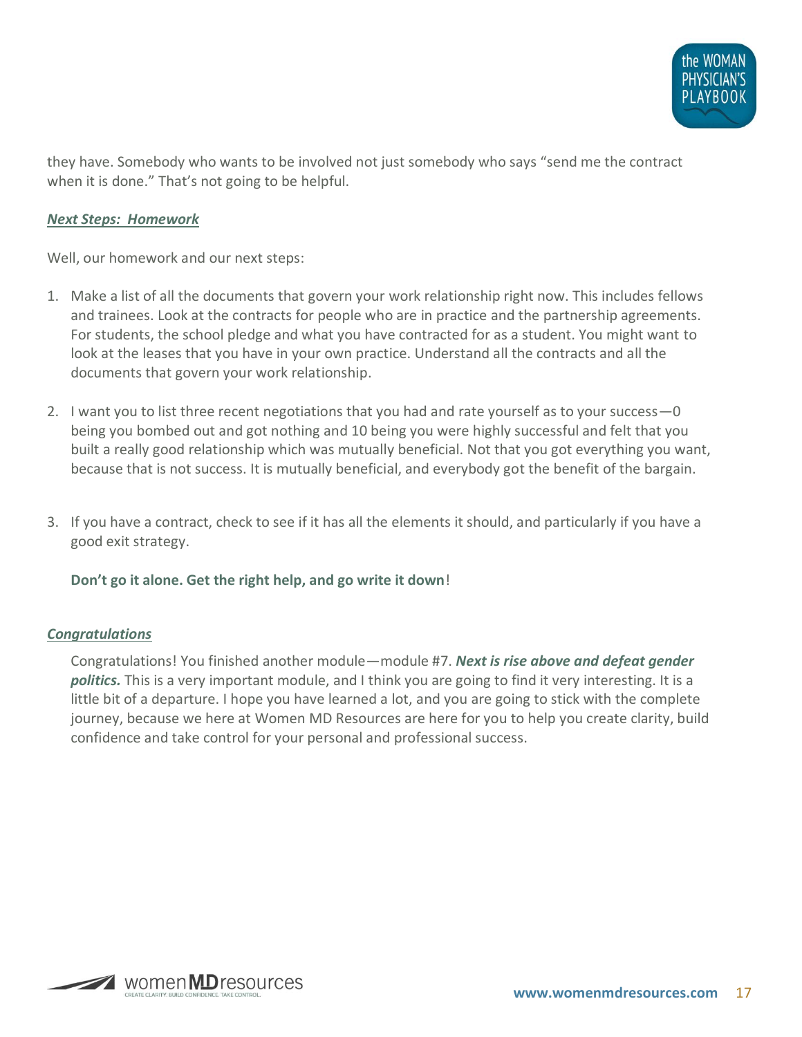they have. Somebody who wants to be involved not just somebody who says "send me the contract when it is done." That's not going to be helpful.

***Next Steps: Homework***

Well, our homework and our next steps:

1. Make a list of all the documents that govern your work relationship right now. This includes fellows and trainees. Look at the contracts for people who are in practice and the partnership agreements. For students, the school pledge and what you have contracted for as a student. You might want to look at the leases that you have in your own practice. Understand all the contracts and all the documents that govern your work relationship.

2. I want you to list three recent negotiations that you had and rate yourself as to your success—0 being you bombed out and got nothing and 10 being you were highly successful and felt that you built a really good relationship which was mutually beneficial. Not that you got everything you want, because that is not success. It is mutually beneficial, and everybody got the benefit of the bargain.

3. If you have a contract, check to see if it has all the elements it should, and particularly if you have a good exit strategy.

**Don't go it alone. Get the right help, and go write it down**!

***Congratulations***

Congratulations! You finished another module—module #7. ***Next is rise above and defeat gender politics.*** This is a very important module, and I think you are going to find it very interesting. It is a little bit of a departure. I hope you have learned a lot, and you are going to stick with the complete journey, because we here at Women MD Resources are here for you to help you create clarity, build confidence and take control for your personal and professional success.